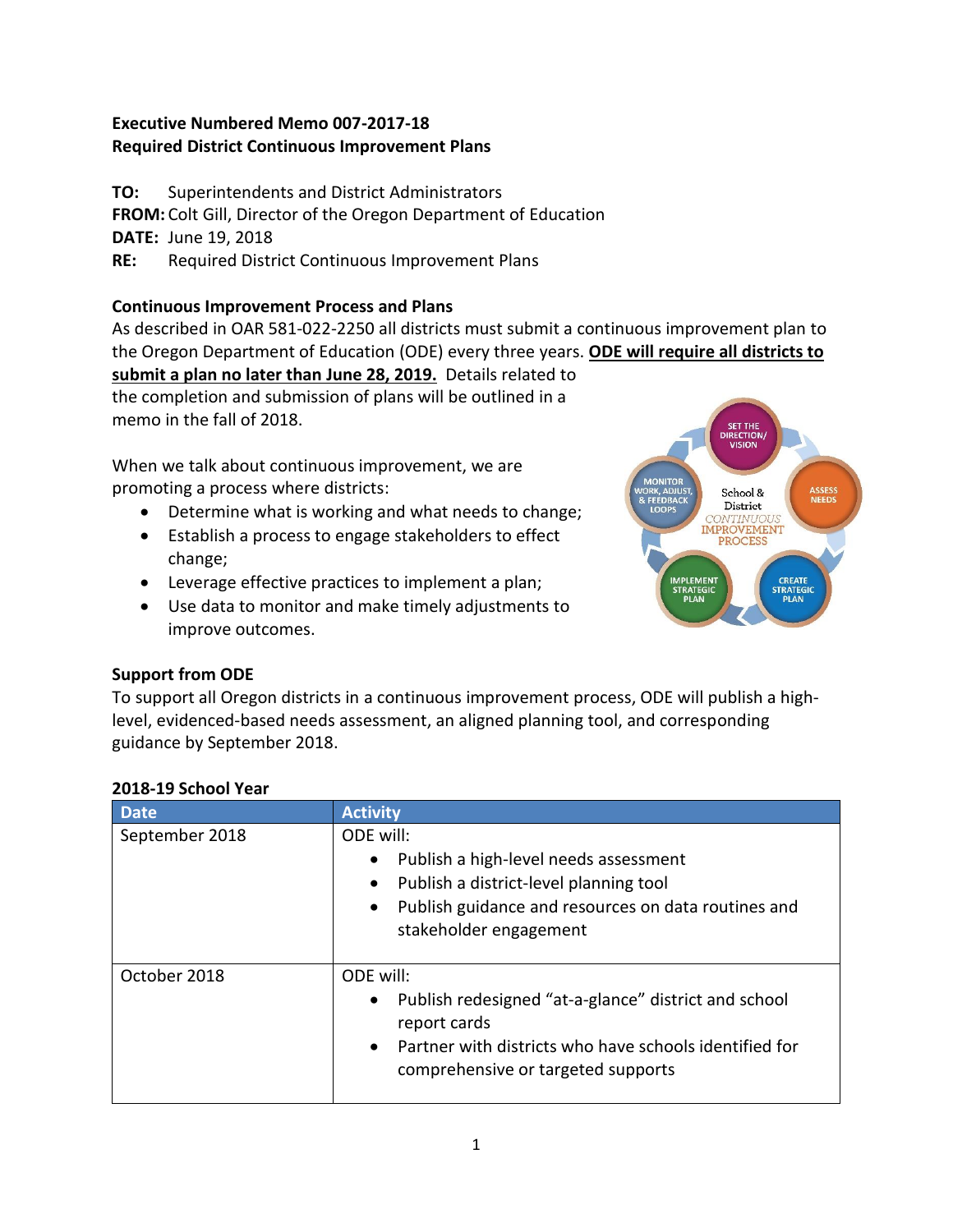**Executive Numbered Memo 007-2017-18**
**Required District Continuous Improvement Plans**

**TO:** Superintendents and District Administrators
**FROM:** Colt Gill, Director of the Oregon Department of Education
**DATE:** June 19, 2018
**RE:** Required District Continuous Improvement Plans

**Continuous Improvement Process and Plans**

As described in OAR 581-022-2250 all districts must submit a continuous improvement plan to the Oregon Department of Education (ODE) every three years. **ODE will require all districts to submit a plan no later than June 28, 2019.** Details related to the completion and submission of plans will be outlined in a memo in the fall of 2018.

When we talk about continuous improvement, we are promoting a process where districts:

- Determine what is working and what needs to change;
- Establish a process to engage stakeholders to effect change;
- Leverage effective practices to implement a plan;
- Use data to monitor and make timely adjustments to improve outcomes.

SET THE DIRECTION/ VISION
ASSESS NEEDS
CREATE STRATEGIC PLAN
IMPLEMENT STRATEGIC PLAN
MONITOR WORK, ADJUST, & FEEDBACK LOOPS
School & District CONTINUOUS IMPROVEMENT PROCESS

**Support from ODE**

To support all Oregon districts in a continuous improvement process, ODE will publish a high-level, evidenced-based needs assessment, an aligned planning tool, and corresponding guidance by September 2018.

**2018-19 School Year**

| Date | Activity |
|---|---|
| September 2018 | ODE will:<br>• Publish a high-level needs assessment<br>• Publish a district-level planning tool<br>• Publish guidance and resources on data routines and stakeholder engagement |
| October 2018 | ODE will:<br>• Publish redesigned "at-a-glance" district and school report cards<br>• Partner with districts who have schools identified for comprehensive or targeted supports |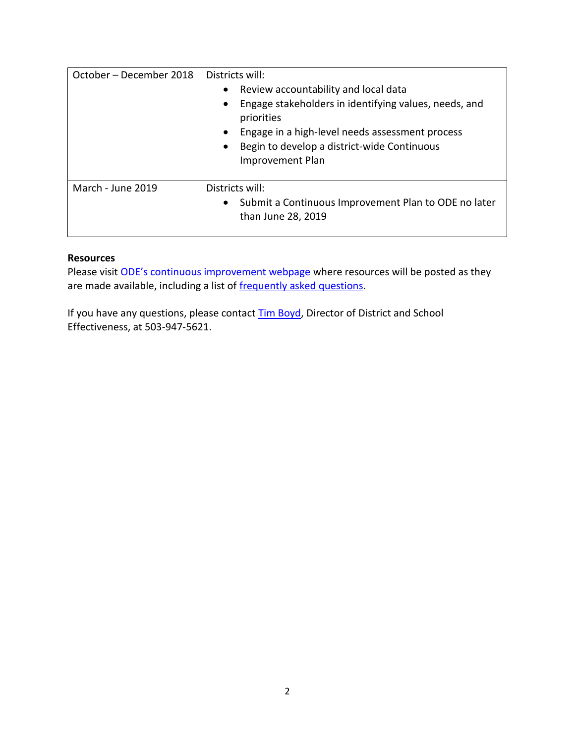| | |
|---|---|
| October – December 2018 | Districts will:<br>• Review accountability and local data<br>• Engage stakeholders in identifying values, needs, and priorities<br>• Engage in a high-level needs assessment process<br>• Begin to develop a district-wide Continuous Improvement Plan |
| March - June 2019 | Districts will:<br>• Submit a Continuous Improvement Plan to ODE no later than June 28, 2019 |

**Resources**

Please visit ODE's continuous improvement webpage where resources will be posted as they are made available, including a list of frequently asked questions.

If you have any questions, please contact Tim Boyd, Director of District and School Effectiveness, at 503-947-5621.